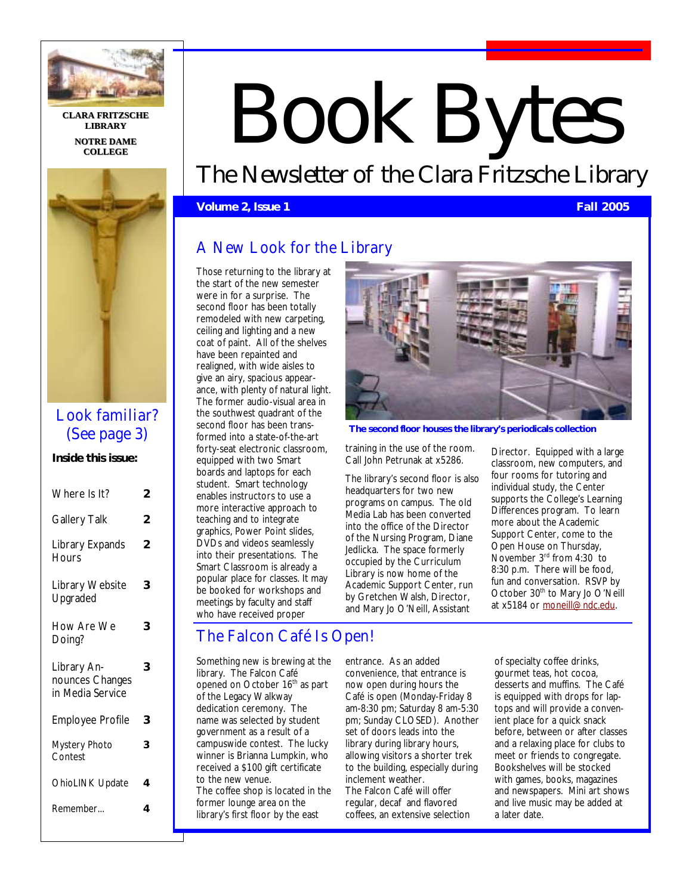CLARA FRITZSCHE LIBRARY

NOTRE DAME COLLEGE

# Book Bytes

## The Newsletter of the Clara Fritzsche Library

**Volume 2, Issue 1** **Fall 2005**

Look familiar? (See page 3)

**Inside this issue:**

| | |
|---|---|
| Where Is It? | 2 |
| Gallery Talk | 2 |
| Library Expands Hours | 2 |
| Library Website Upgraded | 3 |
| How Are We Doing? | 3 |
| Library Announces Changes in Media Service | 3 |
| Employee Profile | 3 |
| Mystery Photo Contest | 3 |
| OhioLINK Update | 4 |
| Remember... | 4 |

## A New Look for the Library

Those returning to the library at the start of the new semester were in for a surprise. The second floor has been totally remodeled with new carpeting, ceiling and lighting and a new coat of paint. All of the shelves have been repainted and realigned, with wide aisles to give an airy, spacious appearance, with plenty of natural light. The former audio-visual area in the southwest quadrant of the second floor has been transformed into a state-of-the-art forty-seat electronic classroom, equipped with two Smart boards and laptops for each student. Smart technology enables instructors to use a more interactive approach to teaching and to integrate graphics, Power Point slides, DVDs and videos seamlessly into their presentations. The Smart Classroom is already a popular place for classes. It may be booked for workshops and meetings by faculty and staff who have received proper training in the use of the room. Call John Petrunak at x5286.

**The second floor houses the library's periodicals collection**

The library's second floor is also headquarters for two new programs on campus. The old Media Lab has been converted into the office of the Director of the Nursing Program, Diane Jedlicka. The space formerly occupied by the Curriculum Library is now home of the Academic Support Center, run by Gretchen Walsh, Director, and Mary Jo O'Neill, Assistant Director. Equipped with a large classroom, new computers, and four rooms for tutoring and individual study, the Center supports the College's Learning Differences program. To learn more about the Academic Support Center, come to the Open House on Thursday, November 3rd from 4:30 to 8:30 p.m. There will be food, fun and conversation. RSVP by October 30th to Mary Jo O'Neill at x5184 or moneill@ndc.edu.

## The Falcon Café Is Open!

Something new is brewing at the library. The Falcon Café opened on October 16th as part of the Legacy Walkway dedication ceremony. The name was selected by student government as a result of a campuswide contest. The lucky winner is Brianna Lumpkin, who received a $100 gift certificate to the new venue.

The coffee shop is located in the former lounge area on the library's first floor by the east entrance. As an added convenience, that entrance is now open during hours the Café is open (Monday-Friday 8 am-8:30 pm; Saturday 8 am-5:30 pm; Sunday CLOSED). Another set of doors leads into the library during library hours, allowing visitors a shorter trek to the building, especially during inclement weather.

The Falcon Café will offer regular, decaf and flavored coffees, an extensive selection of specialty coffee drinks, gourmet teas, hot cocoa, desserts and muffins. The Café is equipped with drops for laptops and will provide a convenient place for a quick snack before, between or after classes and a relaxing place for clubs to meet or friends to congregate. Bookshelves will be stocked with games, books, magazines and newspapers. Mini art shows and live music may be added at a later date.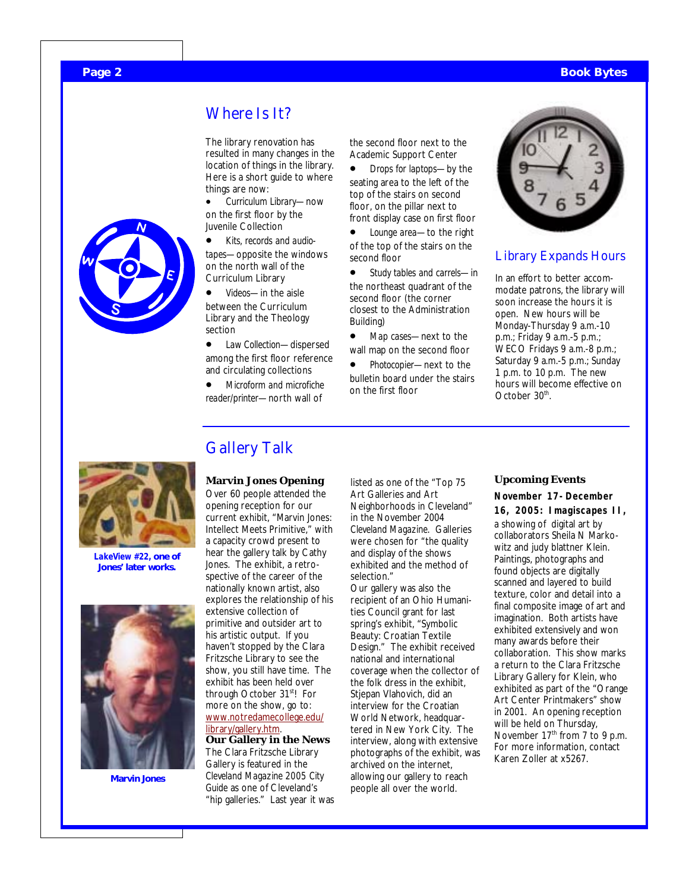## Where Is It?

The library renovation has resulted in many changes in the location of things in the library. Here is a short guide to where things are now:

- Curriculum Library—now on the first floor by the Juvenile Collection
- Kits, records and audiotapes—opposite the windows on the north wall of the Curriculum Library
- Videos—in the aisle between the Curriculum Library and the Theology section
- Law Collection—dispersed among the first floor reference and circulating collections
- Microform and microfiche reader/printer—north wall of the second floor next to the Academic Support Center
- Drops for laptops—by the seating area to the left of the top of the stairs on second floor, on the pillar next to front display case on first floor
- Lounge area—to the right of the top of the stairs on the second floor
- Study tables and carrels—in the northeast quadrant of the second floor (the corner closest to the Administration Building)
- Map cases—next to the wall map on the second floor
- Photocopier—next to the bulletin board under the stairs on the first floor

## Library Expands Hours

In an effort to better accommodate patrons, the library will soon increase the hours it is open. New hours will be Monday-Thursday 9 a.m.-10 p.m.; Friday 9 a.m.-5 p.m.; WECO Fridays 9 a.m.-8 p.m.; Saturday 9 a.m.-5 p.m.; Sunday 1 p.m. to 10 p.m. The new hours will become effective on October 30th.

## Gallery Talk

**LakeView #22, one of Jones' later works.**

**Marvin Jones**

### Marvin Jones Opening

Over 60 people attended the opening reception for our current exhibit, "Marvin Jones: Intellect Meets Primitive," with a capacity crowd present to hear the gallery talk by Cathy Jones. The exhibit, a retrospective of the career of the nationally known artist, also explores the relationship of his extensive collection of primitive and outsider art to his artistic output. If you haven't stopped by the Clara Fritzsche Library to see the show, you still have time. The exhibit has been held over through October 31st! For more on the show, go to: www.notredamecollege.edu/library/gallery.htm.

### Our Gallery in the News

The Clara Fritzsche Library Gallery is featured in the *Cleveland Magazine* 2005 City Guide as one of Cleveland's "hip galleries." Last year it was listed as one of the "Top 75 Art Galleries and Art Neighborhoods in Cleveland" in the November 2004 *Cleveland Magazine*. Galleries were chosen for "the quality and display of the shows exhibited and the method of selection."

Our gallery was also the recipient of an Ohio Humanities Council grant for last spring's exhibit, "Symbolic Beauty: Croatian Textile Design." The exhibit received national and international coverage when the collector of the folk dress in the exhibit, Stjepan Vlahovich, did an interview for the Croatian World Network, headquartered in New York City. The interview, along with extensive photographs of the exhibit, was archived on the internet, allowing our gallery to reach people all over the world.

### Upcoming Events

**November 17- December 16, 2005: Imagiscapes II,** a showing of digital art by collaborators Sheila N Markowitz and judy blattner Klein. Paintings, photographs and found objects are digitally scanned and layered to build texture, color and detail into a final composite image of art and imagination. Both artists have exhibited extensively and won many awards before their collaboration. This show marks a return to the Clara Fritzsche Library Gallery for Klein, who exhibited as part of the "Orange Art Center Printmakers" show in 2001. An opening reception will be held on Thursday, November 17th from 7 to 9 p.m. For more information, contact Karen Zoller at x5267.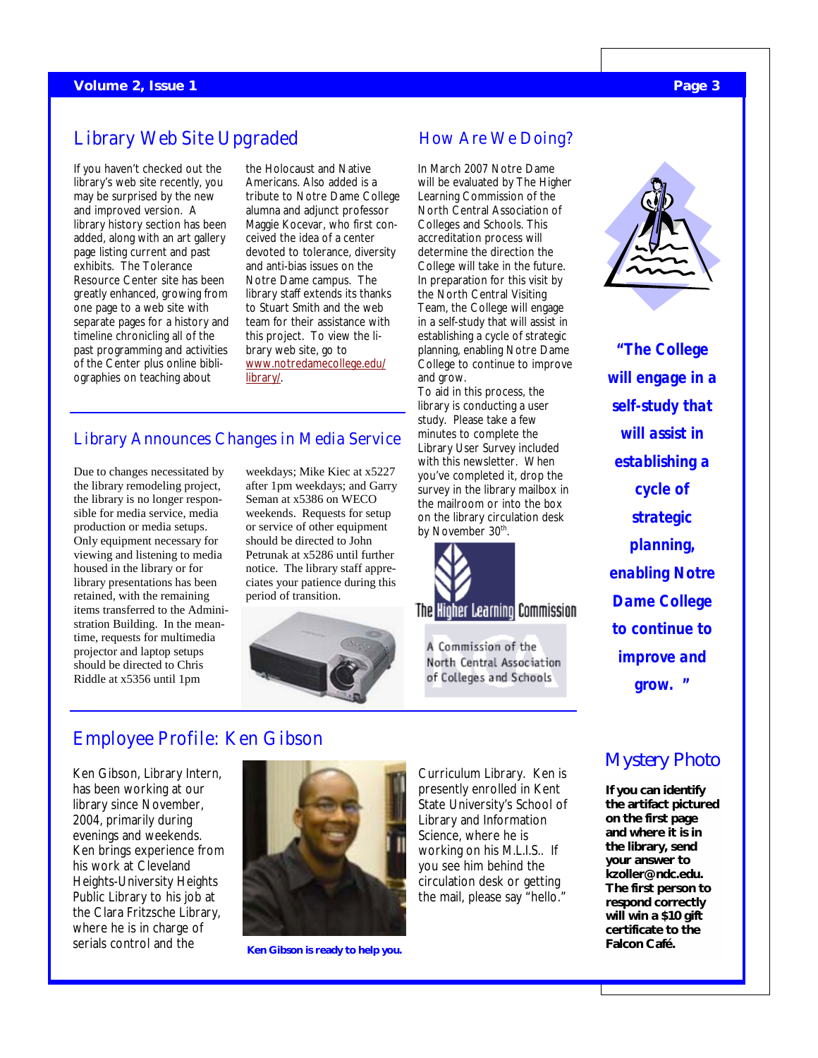## Library Web Site Upgraded

If you haven't checked out the library's web site recently, you may be surprised by the new and improved version. A library history section has been added, along with an art gallery page listing current and past exhibits. The Tolerance Resource Center site has been greatly enhanced, growing from one page to a web site with separate pages for a history and timeline chronicling all of the past programming and activities of the Center plus online bibliographies on teaching about the Holocaust and Native Americans. Also added is a tribute to Notre Dame College alumna and adjunct professor Maggie Kocevar, who first conceived the idea of a center devoted to tolerance, diversity and anti-bias issues on the Notre Dame campus. The library staff extends its thanks to Stuart Smith and the web team for their assistance with this project. To view the library web site, go to www.notredamecollege.edu/library/.

## Library Announces Changes in Media Service

Due to changes necessitated by the library remodeling project, the library is no longer responsible for media service, media production or media setups. Only equipment necessary for viewing and listening to media housed in the library or for library presentations has been retained, with the remaining items transferred to the Administration Building. In the meantime, requests for multimedia projector and laptop setups should be directed to Chris Riddle at x5356 until 1pm weekdays; Mike Kiec at x5227 after 1pm weekdays; and Garry Seman at x5386 on WECO weekends. Requests for setup or service of other equipment should be directed to John Petrunak at x5286 until further notice. The library staff appreciates your patience during this period of transition.

## How Are We Doing?

In March 2007 Notre Dame will be evaluated by The Higher Learning Commission of the North Central Association of Colleges and Schools. This accreditation process will determine the direction the College will take in the future. In preparation for this visit by the North Central Visiting Team, the College will engage in a self-study that will assist in establishing a cycle of strategic planning, enabling Notre Dame College to continue to improve and grow.

To aid in this process, the library is conducting a user study. Please take a few minutes to complete the Library User Survey included with this newsletter. When you've completed it, drop the survey in the library mailbox in the mailroom or into the box on the library circulation desk by November 30th.

The Higher Learning Commission

A Commission of the North Central Association of Colleges and Schools

***"The College will engage in a self-study that will assist in establishing a cycle of strategic planning, enabling Notre Dame College to continue to improve and grow."***

## Employee Profile: Ken Gibson

Ken Gibson, Library Intern, has been working at our library since November, 2004, primarily during evenings and weekends. Ken brings experience from his work at Cleveland Heights-University Heights Public Library to his job at the Clara Fritzsche Library, where he is in charge of serials control and the Curriculum Library. Ken is presently enrolled in Kent State University's School of Library and Information Science, where he is working on his M.L.I.S.. If you see him behind the circulation desk or getting the mail, please say "hello."

**Ken Gibson is ready to help you.**

## Mystery Photo

**If you can identify the artifact pictured on the first page and where it is in the library, send your answer to kzoller@ndc.edu. The first person to respond correctly will win a $10 gift certificate to the Falcon Café.**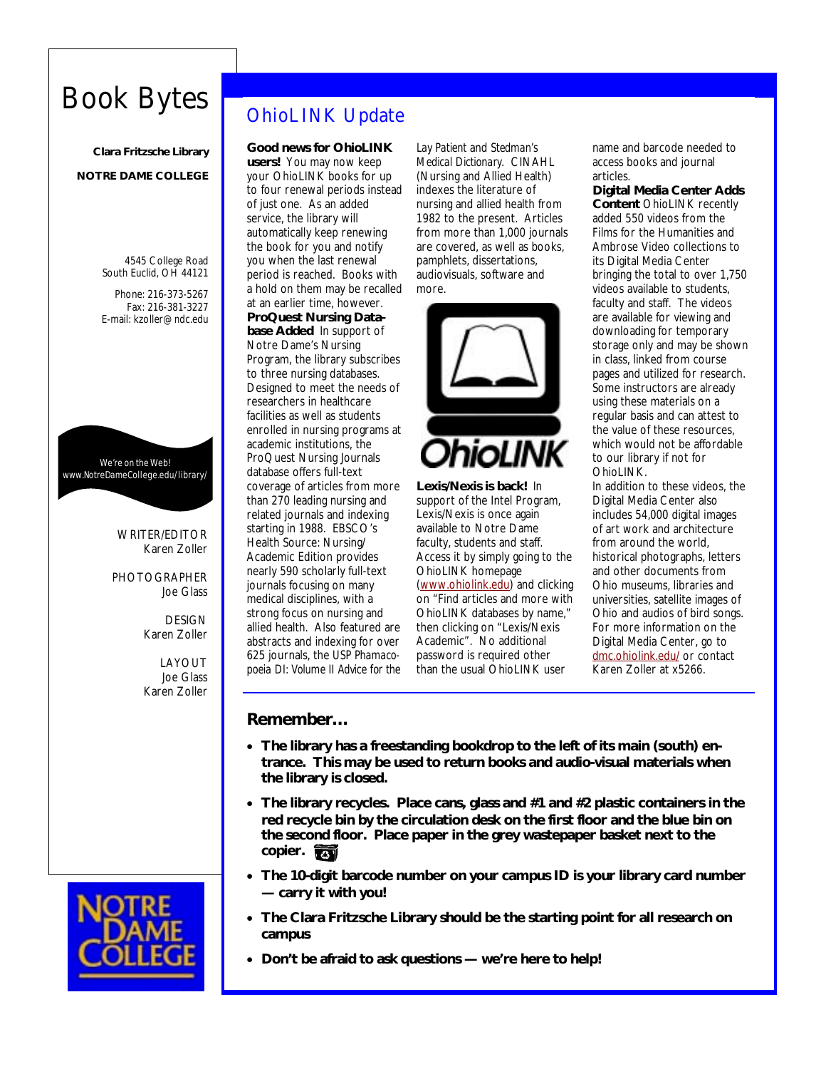# Book Bytes

**Clara Fritzsche Library**

**NOTRE DAME COLLEGE**

4545 College Road
South Euclid, OH 44121

Phone: 216-373-5267
Fax: 216-381-3227
E-mail: kzoller@ndc.edu

We're on the Web!
www.NotreDameCollege.edu/library/

WRITER/EDITOR
Karen Zoller

PHOTOGRAPHER
Joe Glass

DESIGN
Karen Zoller

LAYOUT
Joe Glass
Karen Zoller

## OhioLINK Update

**Good news for OhioLINK users!** You may now keep your OhioLINK books for up to four renewal periods instead of just one. As an added service, the library will automatically keep renewing the book for you and notify you when the last renewal period is reached. Books with a hold on them may be recalled at an earlier time, however.

**ProQuest Nursing Database Added** In support of Notre Dame's Nursing Program, the library subscribes to three nursing databases. Designed to meet the needs of researchers in healthcare facilities as well as students enrolled in nursing programs at academic institutions, the ProQuest Nursing Journals database offers full-text coverage of articles from more than 270 leading nursing and related journals and indexing starting in 1988. EBSCO's Health Source: Nursing/Academic Edition provides nearly 590 scholarly full-text journals focusing on many medical disciplines, with a strong focus on nursing and allied health. Also featured are abstracts and indexing for over 625 journals, the *USP Pharmacopoeia DI: Volume II Advice for the Lay Patient* and *Stedman's Medical Dictionary*. CINAHL (Nursing and Allied Health) indexes the literature of nursing and allied health from 1982 to the present. Articles from more than 1,000 journals are covered, as well as books, pamphlets, dissertations, audiovisuals, software and more.

OhioLINK

**Lexis/Nexis is back!** In support of the Intel Program, Lexis/Nexis is once again available to Notre Dame faculty, students and staff. Access it by simply going to the OhioLINK homepage (www.ohiolink.edu) and clicking on "Find articles and more with OhioLINK databases by name," then clicking on "Lexis/Nexis Academic". No additional password is required other than the usual OhioLINK user name and barcode needed to access books and journal articles.

**Digital Media Center Adds Content** OhioLINK recently added 550 videos from the Films for the Humanities and Ambrose Video collections to its Digital Media Center bringing the total to over 1,750 videos available to students, faculty and staff. The videos are available for viewing and downloading for temporary storage only and may be shown in class, linked from course pages and utilized for research. Some instructors are already using these materials on a regular basis and can attest to the value of these resources, which would not be affordable to our library if not for OhioLINK.

In addition to these videos, the Digital Media Center also includes 54,000 digital images of art work and architecture from around the world, historical photographs, letters and other documents from Ohio museums, libraries and universities, satellite images of Ohio and audios of bird songs. For more information on the Digital Media Center, go to dmc.ohiolink.edu/ or contact Karen Zoller at x5266.

## Remember…

- **The library has a freestanding bookdrop to the left of its main (south) entrance. This may be used to return books and audio-visual materials when the library is closed.**
- **The library recycles. Place cans, glass and #1 and #2 plastic containers in the red recycle bin by the circulation desk on the first floor and the blue bin on the second floor. Place paper in the grey wastepaper basket next to the copier.**
- **The 10-digit barcode number on your campus ID is your library card number — carry it with you!**
- **The Clara Fritzsche Library should be the starting point for all research on campus**
- **Don't be afraid to ask questions — we're here to help!**

NOTRE DAME COLLEGE